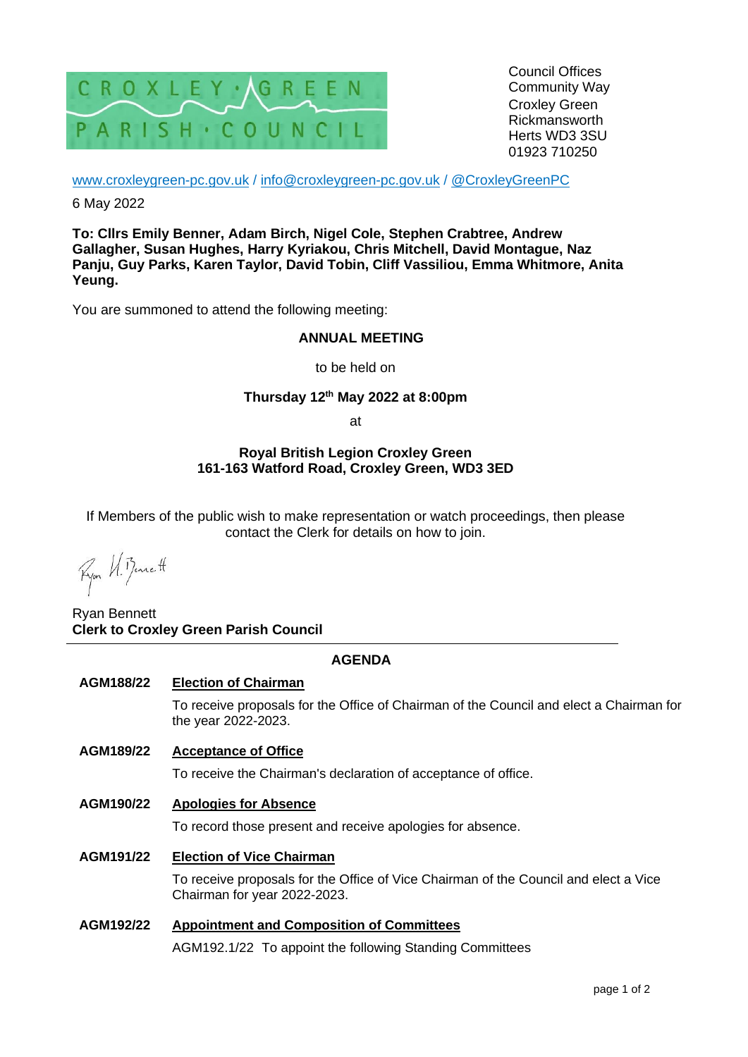CROXLEY GREEN PARISH COUNCIL

Council Offices
Community Way
Croxley Green
Rickmansworth
Herts WD3 3SU
01923 710250

www.croxleygreen-pc.gov.uk / info@croxleygreen-pc.gov.uk / @CroxleyGreenPC

6 May 2022

**To: Cllrs Emily Benner, Adam Birch, Nigel Cole, Stephen Crabtree, Andrew Gallagher, Susan Hughes, Harry Kyriakou, Chris Mitchell, David Montague, Naz Panju, Guy Parks, Karen Taylor, David Tobin, Cliff Vassiliou, Emma Whitmore, Anita Yeung.**

You are summoned to attend the following meeting:

**ANNUAL MEETING**

to be held on

**Thursday 12th May 2022 at 8:00pm**

at

**Royal British Legion Croxley Green**
**161-163 Watford Road, Croxley Green, WD3 3ED**

If Members of the public wish to make representation or watch proceedings, then please contact the Clerk for details on how to join.

Ryan H. Bennett

Ryan Bennett
**Clerk to Croxley Green Parish Council**

---

## AGENDA

**AGM188/22** **Election of Chairman**

To receive proposals for the Office of Chairman of the Council and elect a Chairman for the year 2022-2023.

**AGM189/22** **Acceptance of Office**

To receive the Chairman's declaration of acceptance of office.

**AGM190/22** **Apologies for Absence**

To record those present and receive apologies for absence.

**AGM191/22** **Election of Vice Chairman**

To receive proposals for the Office of Vice Chairman of the Council and elect a Vice Chairman for year 2022-2023.

**AGM192/22** **Appointment and Composition of Committees**

AGM192.1/22 To appoint the following Standing Committees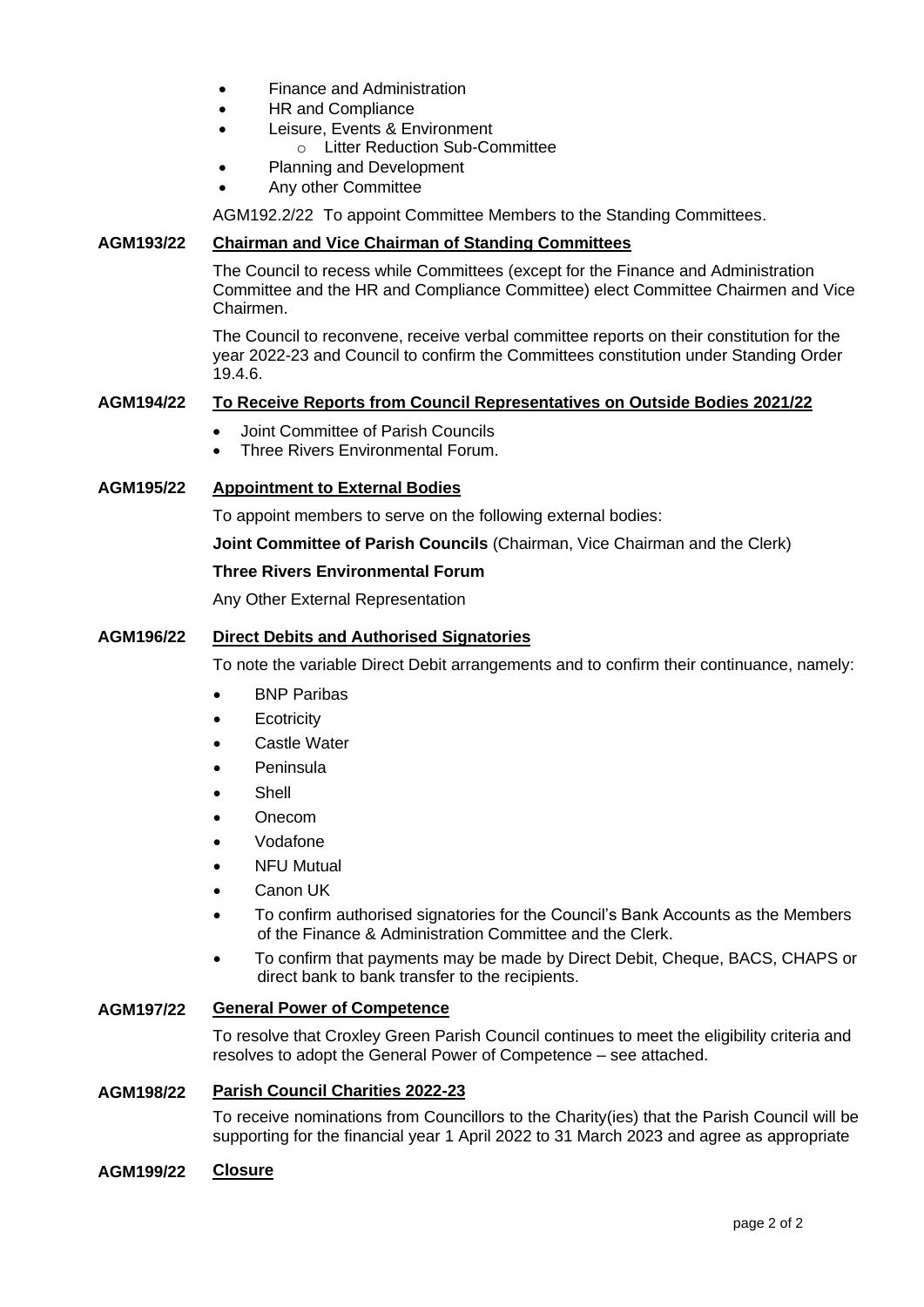- Finance and Administration
- HR and Compliance
- Leisure, Events & Environment
    - Litter Reduction Sub-Committee
- Planning and Development
- Any other Committee

AGM192.2/22 To appoint Committee Members to the Standing Committees.

**AGM193/22** **Chairman and Vice Chairman of Standing Committees**

The Council to recess while Committees (except for the Finance and Administration Committee and the HR and Compliance Committee) elect Committee Chairmen and Vice Chairmen.

The Council to reconvene, receive verbal committee reports on their constitution for the year 2022-23 and Council to confirm the Committees constitution under Standing Order 19.4.6.

**AGM194/22** **To Receive Reports from Council Representatives on Outside Bodies 2021/22**

- Joint Committee of Parish Councils
- Three Rivers Environmental Forum.

**AGM195/22** **Appointment to External Bodies**

To appoint members to serve on the following external bodies:

**Joint Committee of Parish Councils** (Chairman, Vice Chairman and the Clerk)

**Three Rivers Environmental Forum**

Any Other External Representation

**AGM196/22** **Direct Debits and Authorised Signatories**

To note the variable Direct Debit arrangements and to confirm their continuance, namely:

- BNP Paribas
- Ecotricity
- Castle Water
- Peninsula
- Shell
- Onecom
- Vodafone
- NFU Mutual
- Canon UK
- To confirm authorised signatories for the Council's Bank Accounts as the Members of the Finance & Administration Committee and the Clerk.
- To confirm that payments may be made by Direct Debit, Cheque, BACS, CHAPS or direct bank to bank transfer to the recipients.

**AGM197/22** **General Power of Competence**

To resolve that Croxley Green Parish Council continues to meet the eligibility criteria and resolves to adopt the General Power of Competence – see attached.

**AGM198/22** **Parish Council Charities 2022-23**

To receive nominations from Councillors to the Charity(ies) that the Parish Council will be supporting for the financial year 1 April 2022 to 31 March 2023 and agree as appropriate

**AGM199/22** **Closure**